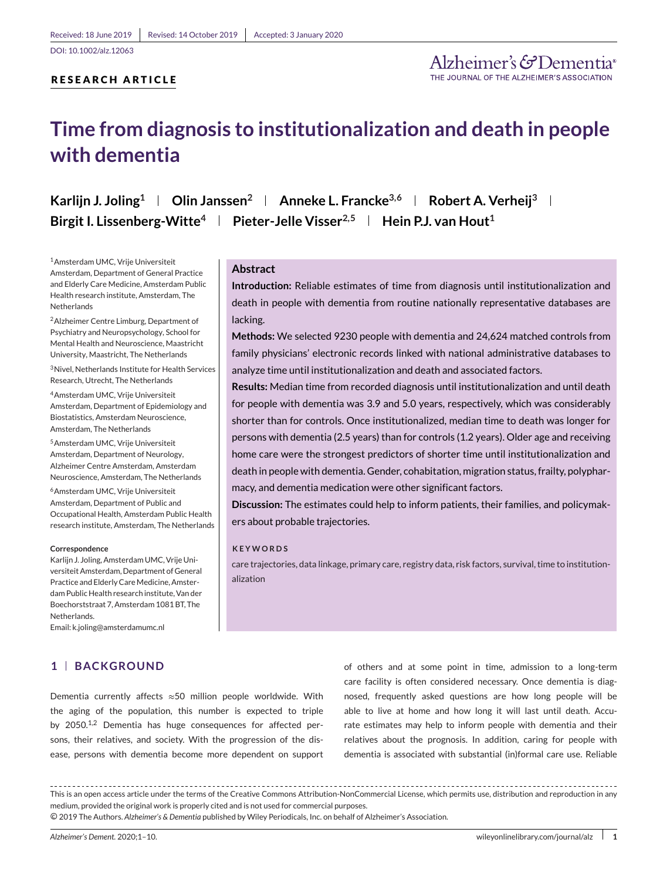Received: 18 June 2019 | Revised: 14 October 2019 | Accepted: 3 January 2020

DOI: 10.1002/alz.12063

**RESEARCH ARTICLE**

# Time from diagnosis to institutionalization and death in people with dementia

**Karlijn J. Joling**[1] | **Olin Janssen**[2] | **Anneke L. Francke**[3,6] | **Robert A. Verheij**[3] | **Birgit I. Lissenberg-Witte**[4] | **Pieter-Jelle Visser**[2,5] | **Hein P.J. van Hout**[1]

[1]Amsterdam UMC, Vrije Universiteit Amsterdam, Department of General Practice and Elderly Care Medicine, Amsterdam Public Health research institute, Amsterdam, The Netherlands

[2]Alzheimer Centre Limburg, Department of Psychiatry and Neuropsychology, School for Mental Health and Neuroscience, Maastricht University, Maastricht, The Netherlands

[3]Nivel, Netherlands Institute for Health Services Research, Utrecht, The Netherlands

[4]Amsterdam UMC, Vrije Universiteit Amsterdam, Department of Epidemiology and Biostatistics, Amsterdam Neuroscience, Amsterdam, The Netherlands

[5]Amsterdam UMC, Vrije Universiteit Amsterdam, Department of Neurology, Alzheimer Centre Amsterdam, Amsterdam Neuroscience, Amsterdam, The Netherlands

[6]Amsterdam UMC, Vrije Universiteit Amsterdam, Department of Public and Occupational Health, Amsterdam Public Health research institute, Amsterdam, The Netherlands

**Correspondence**

Karlijn J. Joling, Amsterdam UMC, Vrije Universiteit Amsterdam, Department of General Practice and Elderly Care Medicine, Amsterdam Public Health research institute, Van der Boechorststraat 7, Amsterdam 1081 BT, The Netherlands.
Email: k.joling@amsterdamumc.nl

## Abstract

**Introduction:** Reliable estimates of time from diagnosis until institutionalization and death in people with dementia from routine nationally representative databases are lacking.

**Methods:** We selected 9230 people with dementia and 24,624 matched controls from family physicians' electronic records linked with national administrative databases to analyze time until institutionalization and death and associated factors.

**Results:** Median time from recorded diagnosis until institutionalization and until death for people with dementia was 3.9 and 5.0 years, respectively, which was considerably shorter than for controls. Once institutionalized, median time to death was longer for persons with dementia (2.5 years) than for controls (1.2 years). Older age and receiving home care were the strongest predictors of shorter time until institutionalization and death in people with dementia. Gender, cohabitation, migration status, frailty, polypharmacy, and dementia medication were other significant factors.

**Discussion:** The estimates could help to inform patients, their families, and policymakers about probable trajectories.

**KEYWORDS**

care trajectories, data linkage, primary care, registry data, risk factors, survival, time to institutionalization

## 1 | BACKGROUND

Dementia currently affects ≈50 million people worldwide. With the aging of the population, this number is expected to triple by 2050.[1,2] Dementia has huge consequences for affected persons, their relatives, and society. With the progression of the disease, persons with dementia become more dependent on support of others and at some point in time, admission to a long-term care facility is often considered necessary. Once dementia is diagnosed, frequently asked questions are how long people will be able to live at home and how long it will last until death. Accurate estimates may help to inform people with dementia and their relatives about the prognosis. In addition, caring for people with dementia is associated with substantial (in)formal care use. Reliable

This is an open access article under the terms of the Creative Commons Attribution-NonCommercial License, which permits use, distribution and reproduction in any medium, provided the original work is properly cited and is not used for commercial purposes.
© 2019 The Authors. *Alzheimer's & Dementia* published by Wiley Periodicals, Inc. on behalf of Alzheimer's Association.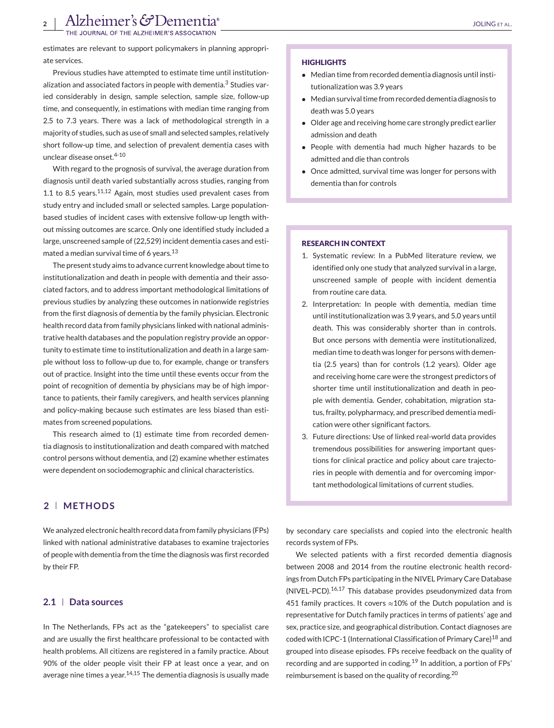estimates are relevant to support policymakers in planning appropriate services.

Previous studies have attempted to estimate time until institutionalization and associated factors in people with dementia.[3] Studies varied considerably in design, sample selection, sample size, follow-up time, and consequently, in estimations with median time ranging from 2.5 to 7.3 years. There was a lack of methodological strength in a majority of studies, such as use of small and selected samples, relatively short follow-up time, and selection of prevalent dementia cases with unclear disease onset.[4-10]

With regard to the prognosis of survival, the average duration from diagnosis until death varied substantially across studies, ranging from 1.1 to 8.5 years.[11,12] Again, most studies used prevalent cases from study entry and included small or selected samples. Large population-based studies of incident cases with extensive follow-up length without missing outcomes are scarce. Only one identified study included a large, unscreened sample of (22,529) incident dementia cases and estimated a median survival time of 6 years.[13]

The present study aims to advance current knowledge about time to institutionalization and death in people with dementia and their associated factors, and to address important methodological limitations of previous studies by analyzing these outcomes in nationwide registries from the first diagnosis of dementia by the family physician. Electronic health record data from family physicians linked with national administrative health databases and the population registry provide an opportunity to estimate time to institutionalization and death in a large sample without loss to follow-up due to, for example, change or transfers out of practice. Insight into the time until these events occur from the point of recognition of dementia by physicians may be of high importance to patients, their family caregivers, and health services planning and policy-making because such estimates are less biased than estimates from screened populations.

This research aimed to (1) estimate time from recorded dementia diagnosis to institutionalization and death compared with matched control persons without dementia, and (2) examine whether estimates were dependent on sociodemographic and clinical characteristics.

**HIGHLIGHTS**

- Median time from recorded dementia diagnosis until institutionalization was 3.9 years
- Median survival time from recorded dementia diagnosis to death was 5.0 years
- Older age and receiving home care strongly predict earlier admission and death
- People with dementia had much higher hazards to be admitted and die than controls
- Once admitted, survival time was longer for persons with dementia than for controls

**RESEARCH IN CONTEXT**

1. Systematic review: In a PubMed literature review, we identified only one study that analyzed survival in a large, unscreened sample of people with incident dementia from routine care data.
2. Interpretation: In people with dementia, median time until institutionalization was 3.9 years, and 5.0 years until death. This was considerably shorter than in controls. But once persons with dementia were institutionalized, median time to death was longer for persons with dementia (2.5 years) than for controls (1.2 years). Older age and receiving home care were the strongest predictors of shorter time until institutionalization and death in people with dementia. Gender, cohabitation, migration status, frailty, polypharmacy, and prescribed dementia medication were other significant factors.
3. Future directions: Use of linked real-world data provides tremendous possibilities for answering important questions for clinical practice and policy about care trajectories in people with dementia and for overcoming important methodological limitations of current studies.

## 2 | METHODS

We analyzed electronic health record data from family physicians (FPs) linked with national administrative databases to examine trajectories of people with dementia from the time the diagnosis was first recorded by their FP.

### 2.1 | Data sources

In The Netherlands, FPs act as the "gatekeepers" to specialist care and are usually the first healthcare professional to be contacted with health problems. All citizens are registered in a family practice. About 90% of the older people visit their FP at least once a year, and on average nine times a year.[14,15] The dementia diagnosis is usually made by secondary care specialists and copied into the electronic health records system of FPs.

We selected patients with a first recorded dementia diagnosis between 2008 and 2014 from the routine electronic health recordings from Dutch FPs participating in the NIVEL Primary Care Database (NIVEL-PCD).[16,17] This database provides pseudonymized data from 451 family practices. It covers ≈10% of the Dutch population and is representative for Dutch family practices in terms of patients' age and sex, practice size, and geographical distribution. Contact diagnoses are coded with ICPC-1 (International Classification of Primary Care)[18] and grouped into disease episodes. FPs receive feedback on the quality of recording and are supported in coding.[19] In addition, a portion of FPs' reimbursement is based on the quality of recording.[20]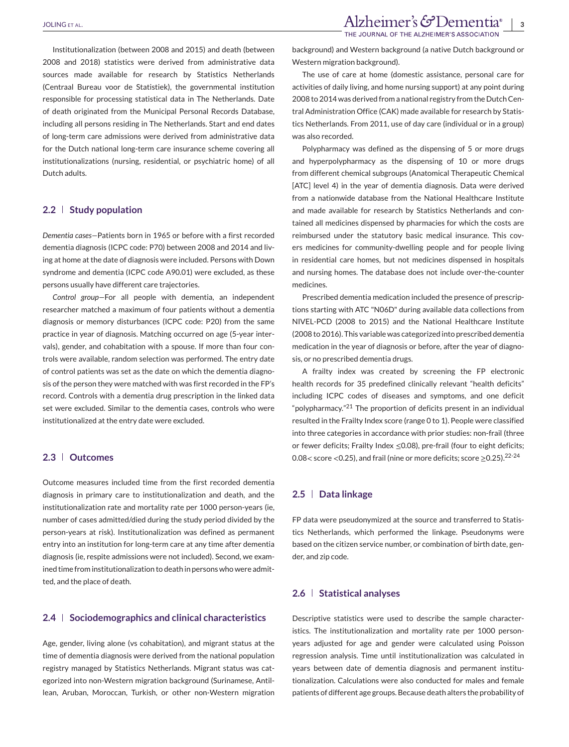Institutionalization (between 2008 and 2015) and death (between 2008 and 2018) statistics were derived from administrative data sources made available for research by Statistics Netherlands (Centraal Bureau voor de Statistiek), the governmental institution responsible for processing statistical data in The Netherlands. Date of death originated from the Municipal Personal Records Database, including all persons residing in The Netherlands. Start and end dates of long-term care admissions were derived from administrative data for the Dutch national long-term care insurance scheme covering all institutionalizations (nursing, residential, or psychiatric home) of all Dutch adults.

## 2.2 | Study population

*Dementia cases*—Patients born in 1965 or before with a first recorded dementia diagnosis (ICPC code: P70) between 2008 and 2014 and living at home at the date of diagnosis were included. Persons with Down syndrome and dementia (ICPC code A90.01) were excluded, as these persons usually have different care trajectories.

*Control group*—For all people with dementia, an independent researcher matched a maximum of four patients without a dementia diagnosis or memory disturbances (ICPC code: P20) from the same practice in year of diagnosis. Matching occurred on age (5-year intervals), gender, and cohabitation with a spouse. If more than four controls were available, random selection was performed. The entry date of control patients was set as the date on which the dementia diagnosis of the person they were matched with was first recorded in the FP's record. Controls with a dementia drug prescription in the linked data set were excluded. Similar to the dementia cases, controls who were institutionalized at the entry date were excluded.

## 2.3 | Outcomes

Outcome measures included time from the first recorded dementia diagnosis in primary care to institutionalization and death, and the institutionalization rate and mortality rate per 1000 person-years (ie, number of cases admitted/died during the study period divided by the person-years at risk). Institutionalization was defined as permanent entry into an institution for long-term care at any time after dementia diagnosis (ie, respite admissions were not included). Second, we examined time from institutionalization to death in persons who were admitted, and the place of death.

## 2.4 | Sociodemographics and clinical characteristics

Age, gender, living alone (vs cohabitation), and migrant status at the time of dementia diagnosis were derived from the national population registry managed by Statistics Netherlands. Migrant status was categorized into non-Western migration background (Surinamese, Antillean, Aruban, Moroccan, Turkish, or other non-Western migration background) and Western background (a native Dutch background or Western migration background).

The use of care at home (domestic assistance, personal care for activities of daily living, and home nursing support) at any point during 2008 to 2014 was derived from a national registry from the Dutch Central Administration Office (CAK) made available for research by Statistics Netherlands. From 2011, use of day care (individual or in a group) was also recorded.

Polypharmacy was defined as the dispensing of 5 or more drugs and hyperpolypharmacy as the dispensing of 10 or more drugs from different chemical subgroups (Anatomical Therapeutic Chemical [ATC] level 4) in the year of dementia diagnosis. Data were derived from a nationwide database from the National Healthcare Institute and made available for research by Statistics Netherlands and contained all medicines dispensed by pharmacies for which the costs are reimbursed under the statutory basic medical insurance. This covers medicines for community-dwelling people and for people living in residential care homes, but not medicines dispensed in hospitals and nursing homes. The database does not include over-the-counter medicines.

Prescribed dementia medication included the presence of prescriptions starting with ATC "N06D" during available data collections from NIVEL-PCD (2008 to 2015) and the National Healthcare Institute (2008 to 2016). This variable was categorized into prescribed dementia medication in the year of diagnosis or before, after the year of diagnosis, or no prescribed dementia drugs.

A frailty index was created by screening the FP electronic health records for 35 predefined clinically relevant "health deficits" including ICPC codes of diseases and symptoms, and one deficit "polypharmacy."[21] The proportion of deficits present in an individual resulted in the Frailty Index score (range 0 to 1). People were classified into three categories in accordance with prior studies: non-frail (three or fewer deficits; Frailty Index $\leq$0.08), pre-frail (four to eight deficits; 0.08$<$ score $<$0.25), and frail (nine or more deficits; score $\geq$0.25).[22-24]

## 2.5 | Data linkage

FP data were pseudonymized at the source and transferred to Statistics Netherlands, which performed the linkage. Pseudonyms were based on the citizen service number, or combination of birth date, gender, and zip code.

## 2.6 | Statistical analyses

Descriptive statistics were used to describe the sample characteristics. The institutionalization and mortality rate per 1000 person-years adjusted for age and gender were calculated using Poisson regression analysis. Time until institutionalization was calculated in years between date of dementia diagnosis and permanent institutionalization. Calculations were also conducted for males and female patients of different age groups. Because death alters the probability of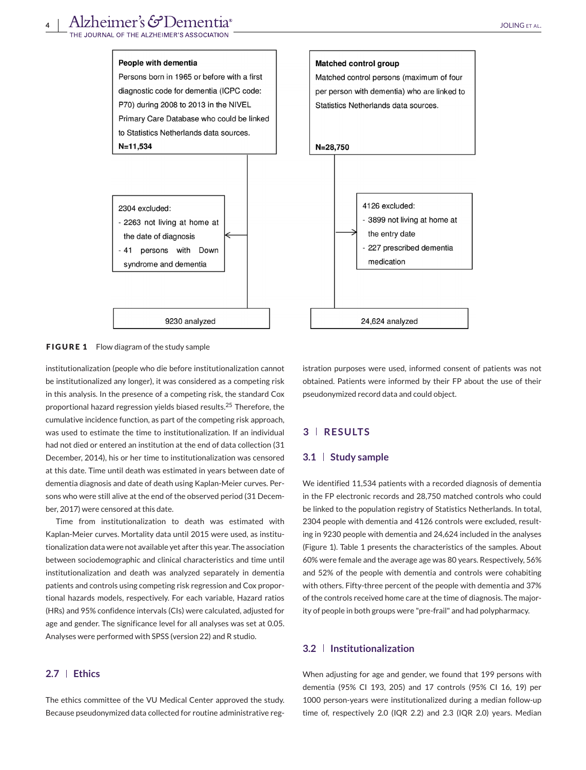People with dementia
Persons born in 1965 or before with a first diagnostic code for dementia (ICPC code: P70) during 2008 to 2013 in the NIVEL Primary Care Database who could be linked to Statistics Netherlands data sources.
N=11,534

2304 excluded:
- 2263 not living at home at the date of diagnosis
- 41 persons with Down syndrome and dementia

9230 analyzed

Matched control group
Matched control persons (maximum of four per person with dementia) who are linked to Statistics Netherlands data sources.
N=28,750

4126 excluded:
- 3899 not living at home at the entry date
- 227 prescribed dementia medication

24,624 analyzed

**FIGURE 1** Flow diagram of the study sample

institutionalization (people who die before institutionalization cannot be institutionalized any longer), it was considered as a competing risk in this analysis. In the presence of a competing risk, the standard Cox proportional hazard regression yields biased results.[25] Therefore, the cumulative incidence function, as part of the competing risk approach, was used to estimate the time to institutionalization. If an individual had not died or entered an institution at the end of data collection (31 December, 2014), his or her time to institutionalization was censored at this date. Time until death was estimated in years between date of dementia diagnosis and date of death using Kaplan-Meier curves. Persons who were still alive at the end of the observed period (31 December, 2017) were censored at this date.

Time from institutionalization to death was estimated with Kaplan-Meier curves. Mortality data until 2015 were used, as institutionalization data were not available yet after this year. The association between sociodemographic and clinical characteristics and time until institutionalization and death was analyzed separately in dementia patients and controls using competing risk regression and Cox proportional hazards models, respectively. For each variable, Hazard ratios (HRs) and 95% confidence intervals (CIs) were calculated, adjusted for age and gender. The significance level for all analyses was set at 0.05. Analyses were performed with SPSS (version 22) and R studio.

## 2.7 | Ethics

The ethics committee of the VU Medical Center approved the study. Because pseudonymized data collected for routine administrative registration purposes were used, informed consent of patients was not obtained. Patients were informed by their FP about the use of their pseudonymized record data and could object.

# 3 | RESULTS

## 3.1 | Study sample

We identified 11,534 patients with a recorded diagnosis of dementia in the FP electronic records and 28,750 matched controls who could be linked to the population registry of Statistics Netherlands. In total, 2304 people with dementia and 4126 controls were excluded, resulting in 9230 people with dementia and 24,624 included in the analyses (Figure 1). Table 1 presents the characteristics of the samples. About 60% were female and the average age was 80 years. Respectively, 56% and 52% of the people with dementia and controls were cohabiting with others. Fifty-three percent of the people with dementia and 37% of the controls received home care at the time of diagnosis. The majority of people in both groups were "pre-frail" and had polypharmacy.

## 3.2 | Institutionalization

When adjusting for age and gender, we found that 199 persons with dementia (95% CI 193, 205) and 17 controls (95% CI 16, 19) per 1000 person-years were institutionalized during a median follow-up time of, respectively 2.0 (IQR 2.2) and 2.3 (IQR 2.0) years. Median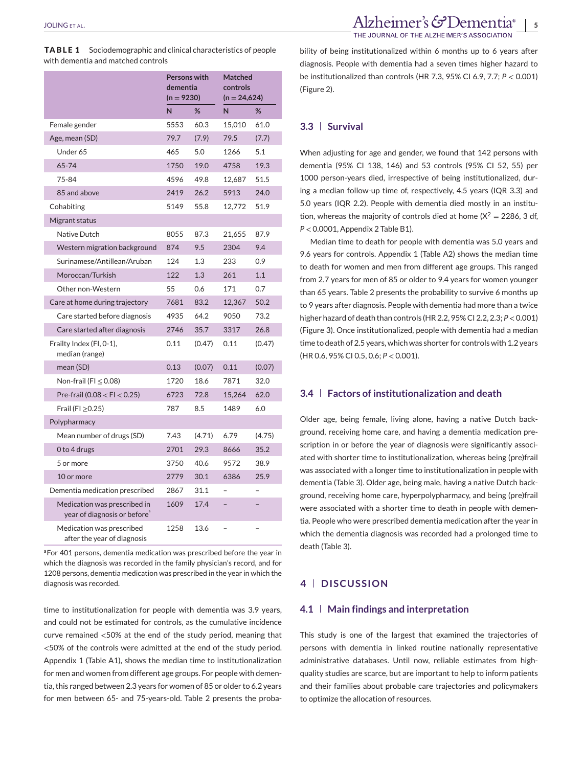**TABLE 1** Sociodemographic and clinical characteristics of people with dementia and matched controls

| | Persons with dementia (n = 9230) | | Matched controls (n = 24,624) | |
|---|---|---|---|---|
| | N | % | N | % |
| Female gender | 5553 | 60.3 | 15,010 | 61.0 |
| Age, mean (SD) | 79.7 | (7.9) | 79.5 | (7.7) |
| Under 65 | 465 | 5.0 | 1266 | 5.1 |
| 65-74 | 1750 | 19.0 | 4758 | 19.3 |
| 75-84 | 4596 | 49.8 | 12,687 | 51.5 |
| 85 and above | 2419 | 26.2 | 5913 | 24.0 |
| Cohabiting | 5149 | 55.8 | 12,772 | 51.9 |
| Migrant status | | | | |
| Native Dutch | 8055 | 87.3 | 21,655 | 87.9 |
| Western migration background | 874 | 9.5 | 2304 | 9.4 |
| Surinamese/Antillean/Aruban | 124 | 1.3 | 233 | 0.9 |
| Moroccan/Turkish | 122 | 1.3 | 261 | 1.1 |
| Other non-Western | 55 | 0.6 | 171 | 0.7 |
| Care at home during trajectory | 7681 | 83.2 | 12,367 | 50.2 |
| Care started before diagnosis | 4935 | 64.2 | 9050 | 73.2 |
| Care started after diagnosis | 2746 | 35.7 | 3317 | 26.8 |
| Frailty Index (FI, 0-1), median (range) | 0.11 | (0.47) | 0.11 | (0.47) |
| mean (SD) | 0.13 | (0.07) | 0.11 | (0.07) |
| Non-frail (FI $\leq$ 0.08) | 1720 | 18.6 | 7871 | 32.0 |
| Pre-frail (0.08 < FI < 0.25) | 6723 | 72.8 | 15,264 | 62.0 |
| Frail (FI $\geq$0.25) | 787 | 8.5 | 1489 | 6.0 |
| Polypharmacy | | | | |
| Mean number of drugs (SD) | 7.43 | (4.71) | 6.79 | (4.75) |
| 0 to 4 drugs | 2701 | 29.3 | 8666 | 35.2 |
| 5 or more | 3750 | 40.6 | 9572 | 38.9 |
| 10 or more | 2779 | 30.1 | 6386 | 25.9 |
| Dementia medication prescribed | 2867 | 31.1 | – | – |
| Medication was prescribed in year of diagnosis or before[a] | 1609 | 17.4 | – | – |
| Medication was prescribed after the year of diagnosis | 1258 | 13.6 | – | – |

[a]For 401 persons, dementia medication was prescribed before the year in which the diagnosis was recorded in the family physician's record, and for 1208 persons, dementia medication was prescribed in the year in which the diagnosis was recorded.

time to institutionalization for people with dementia was 3.9 years, and could not be estimated for controls, as the cumulative incidence curve remained <50% at the end of the study period, meaning that <50% of the controls were admitted at the end of the study period. Appendix 1 (Table A1), shows the median time to institutionalization for men and women from different age groups. For people with dementia, this ranged between 2.3 years for women of 85 or older to 6.2 years for men between 65- and 75-years-old. Table 2 presents the probability of being institutionalized within 6 months up to 6 years after diagnosis. People with dementia had a seven times higher hazard to be institutionalized than controls (HR 7.3, 95% CI 6.9, 7.7; $P < 0.001$) (Figure 2).

## 3.3 | Survival

When adjusting for age and gender, we found that 142 persons with dementia (95% CI 138, 146) and 53 controls (95% CI 52, 55) per 1000 person-years died, irrespective of being institutionalized, during a median follow-up time of, respectively, 4.5 years (IQR 3.3) and 5.0 years (IQR 2.2). People with dementia died mostly in an institution, whereas the majority of controls died at home ($X^2 = 2286$, 3 df, $P < 0.0001$, Appendix 2 Table B1).

Median time to death for people with dementia was 5.0 years and 9.6 years for controls. Appendix 1 (Table A2) shows the median time to death for women and men from different age groups. This ranged from 2.7 years for men of 85 or older to 9.4 years for women younger than 65 years. Table 2 presents the probability to survive 6 months up to 9 years after diagnosis. People with dementia had more than a twice higher hazard of death than controls (HR 2.2, 95% CI 2.2, 2.3; $P < 0.001$) (Figure 3). Once institutionalized, people with dementia had a median time to death of 2.5 years, which was shorter for controls with 1.2 years (HR 0.6, 95% CI 0.5, 0.6; $P < 0.001$).

## 3.4 | Factors of institutionalization and death

Older age, being female, living alone, having a native Dutch background, receiving home care, and having a dementia medication prescription in or before the year of diagnosis were significantly associated with shorter time to institutionalization, whereas being (pre)frail was associated with a longer time to institutionalization in people with dementia (Table 3). Older age, being male, having a native Dutch background, receiving home care, hyperpolypharmacy, and being (pre)frail were associated with a shorter time to death in people with dementia. People who were prescribed dementia medication after the year in which the dementia diagnosis was recorded had a prolonged time to death (Table 3).

# 4 | DISCUSSION

## 4.1 | Main findings and interpretation

This study is one of the largest that examined the trajectories of persons with dementia in linked routine nationally representative administrative databases. Until now, reliable estimates from high-quality studies are scarce, but are important to help to inform patients and their families about probable care trajectories and policymakers to optimize the allocation of resources.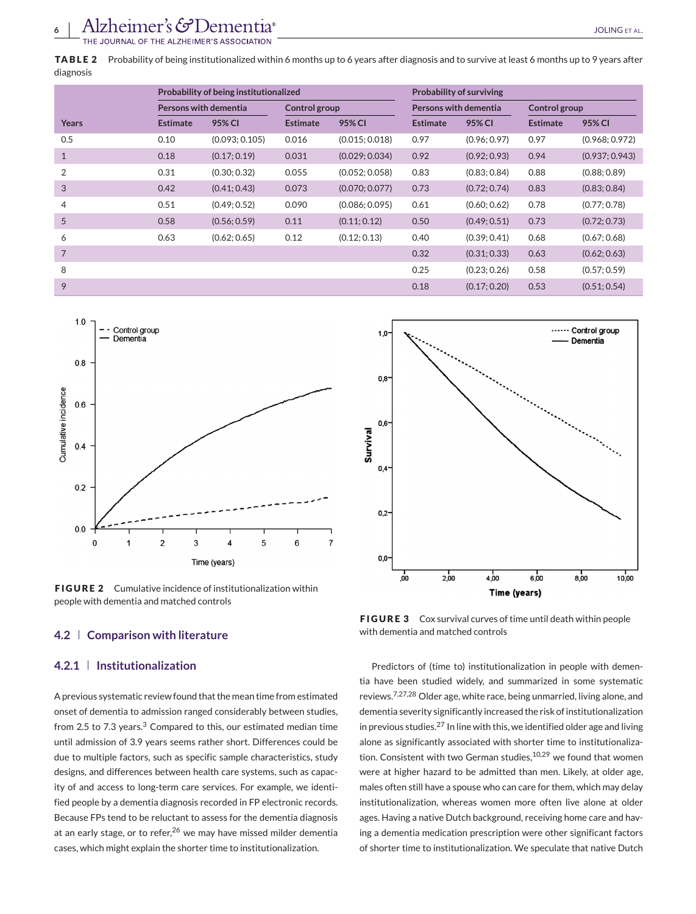**TABLE 2** Probability of being institutionalized within 6 months up to 6 years after diagnosis and to survive at least 6 months up to 9 years after diagnosis

| | Probability of being institutionalized | | | | Probability of surviving | | | |
|---|---|---|---|---|---|---|---|---|
| | Persons with dementia | | Control group | | Persons with dementia | | Control group | |
| Years | Estimate | 95% CI | Estimate | 95% CI | Estimate | 95% CI | Estimate | 95% CI |
| 0.5 | 0.10 | (0.093; 0.105) | 0.016 | (0.015; 0.018) | 0.97 | (0.96; 0.97) | 0.97 | (0.968; 0.972) |
| 1 | 0.18 | (0.17; 0.19) | 0.031 | (0.029; 0.034) | 0.92 | (0.92; 0.93) | 0.94 | (0.937; 0.943) |
| 2 | 0.31 | (0.30; 0.32) | 0.055 | (0.052; 0.058) | 0.83 | (0.83; 0.84) | 0.88 | (0.88; 0.89) |
| 3 | 0.42 | (0.41; 0.43) | 0.073 | (0.070; 0.077) | 0.73 | (0.72; 0.74) | 0.83 | (0.83; 0.84) |
| 4 | 0.51 | (0.49; 0.52) | 0.090 | (0.086; 0.095) | 0.61 | (0.60; 0.62) | 0.78 | (0.77; 0.78) |
| 5 | 0.58 | (0.56; 0.59) | 0.11 | (0.11; 0.12) | 0.50 | (0.49; 0.51) | 0.73 | (0.72; 0.73) |
| 6 | 0.63 | (0.62; 0.65) | 0.12 | (0.12; 0.13) | 0.40 | (0.39; 0.41) | 0.68 | (0.67; 0.68) |
| 7 | | | | | 0.32 | (0.31; 0.33) | 0.63 | (0.62; 0.63) |
| 8 | | | | | 0.25 | (0.23; 0.26) | 0.58 | (0.57; 0.59) |
| 9 | | | | | 0.18 | (0.17; 0.20) | 0.53 | (0.51; 0.54) |

**FIGURE 2** Cumulative incidence of institutionalization within people with dementia and matched controls

**FIGURE 3** Cox survival curves of time until death within people with dementia and matched controls

## 4.2 | Comparison with literature

### 4.2.1 | Institutionalization

A previous systematic review found that the mean time from estimated onset of dementia to admission ranged considerably between studies, from 2.5 to 7.3 years.[3] Compared to this, our estimated median time until admission of 3.9 years seems rather short. Differences could be due to multiple factors, such as specific sample characteristics, study designs, and differences between health care systems, such as capacity of and access to long-term care services. For example, we identified people by a dementia diagnosis recorded in FP electronic records. Because FPs tend to be reluctant to assess for the dementia diagnosis at an early stage, or to refer,[26] we may have missed milder dementia cases, which might explain the shorter time to institutionalization.

Predictors of (time to) institutionalization in people with dementia have been studied widely, and summarized in some systematic reviews.[7,27,28] Older age, white race, being unmarried, living alone, and dementia severity significantly increased the risk of institutionalization in previous studies.[27] In line with this, we identified older age and living alone as significantly associated with shorter time to institutionalization. Consistent with two German studies,[10,29] we found that women were at higher hazard to be admitted than men. Likely, at older age, males often still have a spouse who can care for them, which may delay institutionalization, whereas women more often live alone at older ages. Having a native Dutch background, receiving home care and having a dementia medication prescription were other significant factors of shorter time to institutionalization. We speculate that native Dutch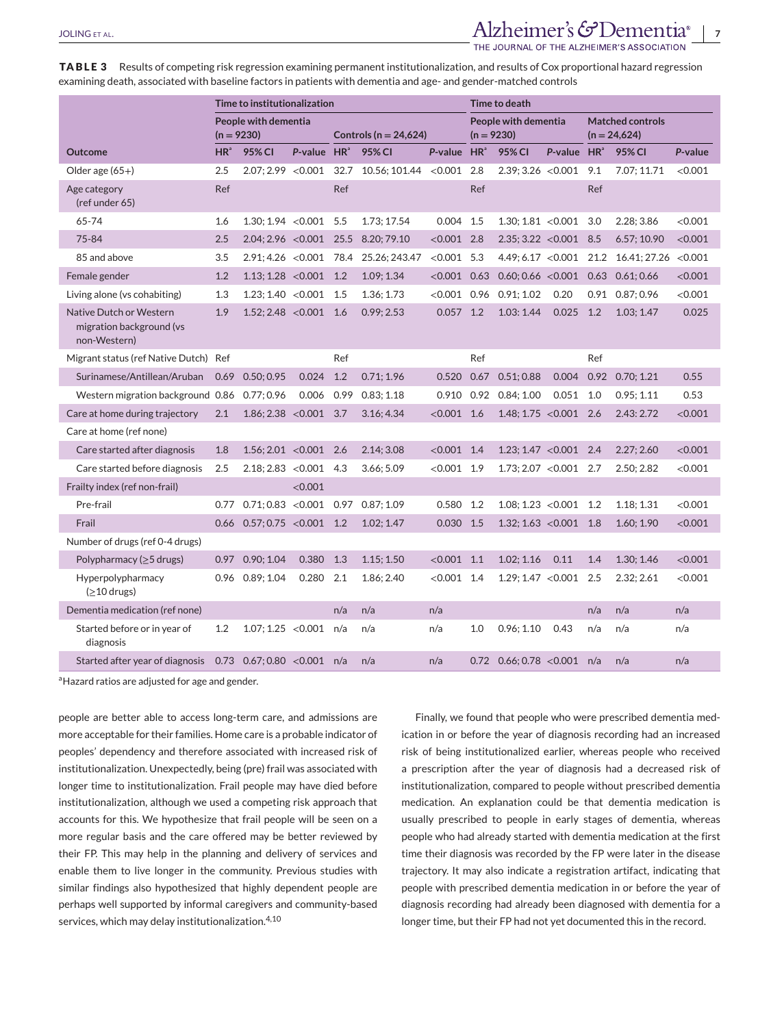**TABLE 3** Results of competing risk regression examining permanent institutionalization, and results of Cox proportional hazard regression examining death, associated with baseline factors in patients with dementia and age- and gender-matched controls

| | Time to institutionalization | | | | | | Time to death | | | | | |
|---|---|---|---|---|---|---|---|---|---|---|---|---|
| | People with dementia (n = 9230) | | | Controls (n = 24,624) | | | People with dementia (n = 9230) | | | Matched controls (n = 24,624) | | |
| Outcome | HR[a] | 95% CI | P-value | HR[a] | 95% CI | P-value | HR[a] | 95% CI | P-value | HR[a] | 95% CI | P-value |
| Older age (65+) | 2.5 | 2.07; 2.99 | <0.001 | 32.7 | 10.56; 101.44 | <0.001 | 2.8 | 2.39; 3.26 | <0.001 | 9.1 | 7.07; 11.71 | <0.001 |
| Age category (ref under 65) | Ref | | | Ref | | | Ref | | | Ref | | |
| 65-74 | 1.6 | 1.30; 1.94 | <0.001 | 5.5 | 1.73; 17.54 | 0.004 | 1.5 | 1.30; 1.81 | <0.001 | 3.0 | 2.28; 3.86 | <0.001 |
| 75-84 | 2.5 | 2.04; 2.96 | <0.001 | 25.5 | 8.20; 79.10 | <0.001 | 2.8 | 2.35; 3.22 | <0.001 | 8.5 | 6.57; 10.90 | <0.001 |
| 85 and above | 3.5 | 2.91; 4.26 | <0.001 | 78.4 | 25.26; 243.47 | <0.001 | 5.3 | 4.49; 6.17 | <0.001 | 21.2 | 16.41; 27.26 | <0.001 |
| Female gender | 1.2 | 1.13; 1.28 | <0.001 | 1.2 | 1.09; 1.34 | <0.001 | 0.63 | 0.60; 0.66 | <0.001 | 0.63 | 0.61; 0.66 | <0.001 |
| Living alone (vs cohabiting) | 1.3 | 1.23; 1.40 | <0.001 | 1.5 | 1.36; 1.73 | <0.001 | 0.96 | 0.91; 1.02 | 0.20 | 0.91 | 0.87; 0.96 | <0.001 |
| Native Dutch or Western migration background (vs non-Western) | 1.9 | 1.52; 2.48 | <0.001 | 1.6 | 0.99; 2.53 | 0.057 | 1.2 | 1.03: 1.44 | 0.025 | 1.2 | 1.03; 1.47 | 0.025 |
| Migrant status (ref Native Dutch) | Ref | | | Ref | | | Ref | | | Ref | | |
| Surinamese/Antillean/Aruban | 0.69 | 0.50; 0.95 | 0.024 | 1.2 | 0.71; 1.96 | 0.520 | 0.67 | 0.51; 0.88 | 0.004 | 0.92 | 0.70; 1.21 | 0.55 |
| Western migration background | 0.86 | 0.77; 0.96 | 0.006 | 0.99 | 0.83; 1.18 | 0.910 | 0.92 | 0.84; 1.00 | 0.051 | 1.0 | 0.95; 1.11 | 0.53 |
| Care at home during trajectory | 2.1 | 1.86; 2.38 | <0.001 | 3.7 | 3.16; 4.34 | <0.001 | 1.6 | 1.48; 1.75 | <0.001 | 2.6 | 2.43: 2.72 | <0.001 |
| Care at home (ref none) | | | | | | | | | | | | |
| Care started after diagnosis | 1.8 | 1.56; 2.01 | <0.001 | 2.6 | 2.14; 3.08 | <0.001 | 1.4 | 1.23; 1.47 | <0.001 | 2.4 | 2.27; 2.60 | <0.001 |
| Care started before diagnosis | 2.5 | 2.18; 2.83 | <0.001 | 4.3 | 3.66; 5.09 | <0.001 | 1.9 | 1.73; 2.07 | <0.001 | 2.7 | 2.50; 2.82 | <0.001 |
| Frailty index (ref non-frail) | | | <0.001 | | | | | | | | | |
| Pre-frail | 0.77 | 0.71; 0.83 | <0.001 | 0.97 | 0.87; 1.09 | 0.580 | 1.2 | 1.08; 1.23 | <0.001 | 1.2 | 1.18; 1.31 | <0.001 |
| Frail | 0.66 | 0.57; 0.75 | <0.001 | 1.2 | 1.02; 1.47 | 0.030 | 1.5 | 1.32; 1.63 | <0.001 | 1.8 | 1.60; 1.90 | <0.001 |
| Number of drugs (ref 0-4 drugs) | | | | | | | | | | | | |
| Polypharmacy (≥5 drugs) | 0.97 | 0.90; 1.04 | 0.380 | 1.3 | 1.15; 1.50 | <0.001 | 1.1 | 1.02; 1.16 | 0.11 | 1.4 | 1.30; 1.46 | <0.001 |
| Hyperpolypharmacy (≥10 drugs) | 0.96 | 0.89; 1.04 | 0.280 | 2.1 | 1.86; 2.40 | <0.001 | 1.4 | 1.29; 1.47 | <0.001 | 2.5 | 2.32; 2.61 | <0.001 |
| Dementia medication (ref none) | | | | n/a | n/a | n/a | | | | n/a | n/a | n/a |
| Started before or in year of diagnosis | 1.2 | 1.07; 1.25 | <0.001 | n/a | n/a | n/a | 1.0 | 0.96; 1.10 | 0.43 | n/a | n/a | n/a |
| Started after year of diagnosis | 0.73 | 0.67; 0.80 | <0.001 | n/a | n/a | n/a | 0.72 | 0.66; 0.78 | <0.001 | n/a | n/a | n/a |

[a]Hazard ratios are adjusted for age and gender.

people are better able to access long-term care, and admissions are more acceptable for their families. Home care is a probable indicator of peoples' dependency and therefore associated with increased risk of institutionalization. Unexpectedly, being (pre) frail was associated with longer time to institutionalization. Frail people may have died before institutionalization, although we used a competing risk approach that accounts for this. We hypothesize that frail people will be seen on a more regular basis and the care offered may be better reviewed by their FP. This may help in the planning and delivery of services and enable them to live longer in the community. Previous studies with similar findings also hypothesized that highly dependent people are perhaps well supported by informal caregivers and community-based services, which may delay institutionalization.[4,10]

Finally, we found that people who were prescribed dementia medication in or before the year of diagnosis recording had an increased risk of being institutionalized earlier, whereas people who received a prescription after the year of diagnosis had a decreased risk of institutionalization, compared to people without prescribed dementia medication. An explanation could be that dementia medication is usually prescribed to people in early stages of dementia, whereas people who had already started with dementia medication at the first time their diagnosis was recorded by the FP were later in the disease trajectory. It may also indicate a registration artifact, indicating that people with prescribed dementia medication in or before the year of diagnosis recording had already been diagnosed with dementia for a longer time, but their FP had not yet documented this in the record.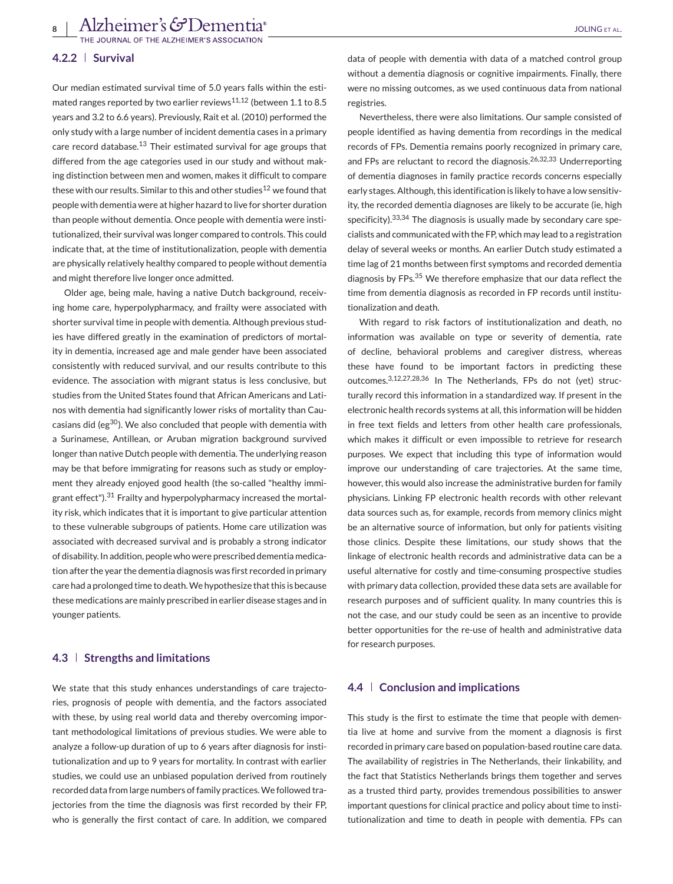#### 4.2.2 | Survival

Our median estimated survival time of 5.0 years falls within the estimated ranges reported by two earlier reviews[11,12] (between 1.1 to 8.5 years and 3.2 to 6.6 years). Previously, Rait et al. (2010) performed the only study with a large number of incident dementia cases in a primary care record database.[13] Their estimated survival for age groups that differed from the age categories used in our study and without making distinction between men and women, makes it difficult to compare these with our results. Similar to this and other studies[12] we found that people with dementia were at higher hazard to live for shorter duration than people without dementia. Once people with dementia were institutionalized, their survival was longer compared to controls. This could indicate that, at the time of institutionalization, people with dementia are physically relatively healthy compared to people without dementia and might therefore live longer once admitted.

Older age, being male, having a native Dutch background, receiving home care, hyperpolypharmacy, and frailty were associated with shorter survival time in people with dementia. Although previous studies have differed greatly in the examination of predictors of mortality in dementia, increased age and male gender have been associated consistently with reduced survival, and our results contribute to this evidence. The association with migrant status is less conclusive, but studies from the United States found that African Americans and Latinos with dementia had significantly lower risks of mortality than Caucasians did (eg[30]). We also concluded that people with dementia with a Surinamese, Antillean, or Aruban migration background survived longer than native Dutch people with dementia. The underlying reason may be that before immigrating for reasons such as study or employment they already enjoyed good health (the so-called "healthy immigrant effect").[31] Frailty and hyperpolypharmacy increased the mortality risk, which indicates that it is important to give particular attention to these vulnerable subgroups of patients. Home care utilization was associated with decreased survival and is probably a strong indicator of disability. In addition, people who were prescribed dementia medication after the year the dementia diagnosis was first recorded in primary care had a prolonged time to death. We hypothesize that this is because these medications are mainly prescribed in earlier disease stages and in younger patients.

### 4.3 | Strengths and limitations

We state that this study enhances understandings of care trajectories, prognosis of people with dementia, and the factors associated with these, by using real world data and thereby overcoming important methodological limitations of previous studies. We were able to analyze a follow-up duration of up to 6 years after diagnosis for institutionalization and up to 9 years for mortality. In contrast with earlier studies, we could use an unbiased population derived from routinely recorded data from large numbers of family practices. We followed trajectories from the time the diagnosis was first recorded by their FP, who is generally the first contact of care. In addition, we compared data of people with dementia with data of a matched control group without a dementia diagnosis or cognitive impairments. Finally, there were no missing outcomes, as we used continuous data from national registries.

Nevertheless, there were also limitations. Our sample consisted of people identified as having dementia from recordings in the medical records of FPs. Dementia remains poorly recognized in primary care, and FPs are reluctant to record the diagnosis.[26,32,33] Underreporting of dementia diagnoses in family practice records concerns especially early stages. Although, this identification is likely to have a low sensitivity, the recorded dementia diagnoses are likely to be accurate (ie, high specificity).[33,34] The diagnosis is usually made by secondary care specialists and communicated with the FP, which may lead to a registration delay of several weeks or months. An earlier Dutch study estimated a time lag of 21 months between first symptoms and recorded dementia diagnosis by FPs.[35] We therefore emphasize that our data reflect the time from dementia diagnosis as recorded in FP records until institutionalization and death.

With regard to risk factors of institutionalization and death, no information was available on type or severity of dementia, rate of decline, behavioral problems and caregiver distress, whereas these have found to be important factors in predicting these outcomes.[3,12,27,28,36] In The Netherlands, FPs do not (yet) structurally record this information in a standardized way. If present in the electronic health records systems at all, this information will be hidden in free text fields and letters from other health care professionals, which makes it difficult or even impossible to retrieve for research purposes. We expect that including this type of information would improve our understanding of care trajectories. At the same time, however, this would also increase the administrative burden for family physicians. Linking FP electronic health records with other relevant data sources such as, for example, records from memory clinics might be an alternative source of information, but only for patients visiting those clinics. Despite these limitations, our study shows that the linkage of electronic health records and administrative data can be a useful alternative for costly and time-consuming prospective studies with primary data collection, provided these data sets are available for research purposes and of sufficient quality. In many countries this is not the case, and our study could be seen as an incentive to provide better opportunities for the re-use of health and administrative data for research purposes.

### 4.4 | Conclusion and implications

This study is the first to estimate the time that people with dementia live at home and survive from the moment a diagnosis is first recorded in primary care based on population-based routine care data. The availability of registries in The Netherlands, their linkability, and the fact that Statistics Netherlands brings them together and serves as a trusted third party, provides tremendous possibilities to answer important questions for clinical practice and policy about time to institutionalization and time to death in people with dementia. FPs can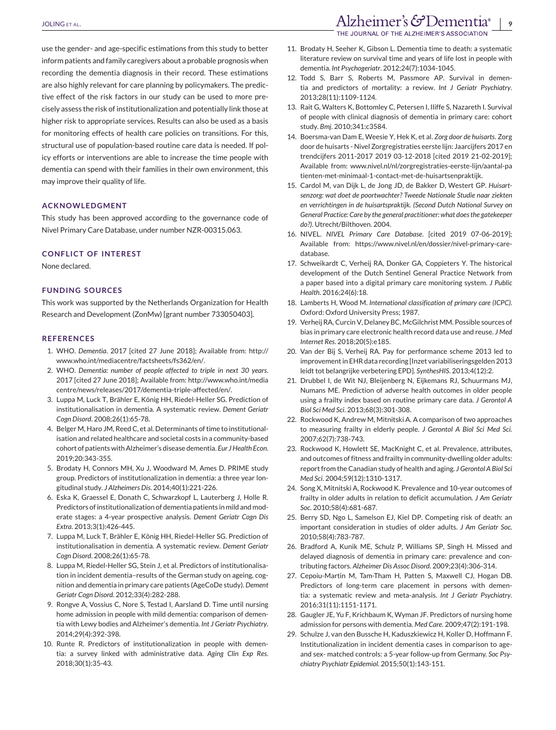use the gender- and age-specific estimations from this study to better inform patients and family caregivers about a probable prognosis when recording the dementia diagnosis in their record. These estimations are also highly relevant for care planning by policymakers. The predictive effect of the risk factors in our study can be used to more precisely assess the risk of institutionalization and potentially link those at higher risk to appropriate services. Results can also be used as a basis for monitoring effects of health care policies on transitions. For this, structural use of population-based routine care data is needed. If policy efforts or interventions are able to increase the time people with dementia can spend with their families in their own environment, this may improve their quality of life.

## ACKNOWLEDGMENT

This study has been approved according to the governance code of Nivel Primary Care Database, under number NZR-00315.063.

## CONFLICT OF INTEREST

None declared.

## FUNDING SOURCES

This work was supported by the Netherlands Organization for Health Research and Development (ZonMw) [grant number 733050403].

## REFERENCES

1. WHO. *Dementia*. 2017 [cited 27 June 2018]; Available from: http://www.who.int/mediacentre/factsheets/fs362/en/.
2. WHO. *Dementia: number of people affected to triple in next 30 years*. 2017 [cited 27 June 2018]; Available from: http://www.who.int/mediacentre/news/releases/2017/dementia-triple-affected/en/.
3. Luppa M, Luck T, Brähler E, König HH, Riedel-Heller SG. Prediction of institutionalisation in dementia. A systematic review. *Dement Geriatr Cogn Disord*. 2008;26(1):65-78.
4. Belger M, Haro JM, Reed C, et al. Determinants of time to institutionalisation and related healthcare and societal costs in a community-based cohort of patients with Alzheimer's disease dementia. *Eur J Health Econ*. 2019;20:343-355.
5. Brodaty H, Connors MH, Xu J, Woodward M, Ames D. PRIME study group. Predictors of institutionalization in dementia: a three year longitudinal study. *J Alzheimers Dis*. 2014;40(1):221-226.
6. Eska K, Graessel E, Donath C, Schwarzkopf L, Lauterberg J, Holle R. Predictors of institutionalization of dementia patients in mild and moderate stages: a 4-year prospective analysis. *Dement Geriatr Cogn Dis Extra*. 2013;3(1):426-445.
7. Luppa M, Luck T, Brähler E, König HH, Riedel-Heller SG. Prediction of institutionalisation in dementia. A systematic review. *Dement Geriatr Cogn Disord*. 2008;26(1):65-78.
8. Luppa M, Riedel-Heller SG, Stein J, et al. Predictors of institutionalisation in incident dementia–results of the German study on ageing, cognition and dementia in primary care patients (AgeCoDe study). *Dement Geriatr Cogn Disord*. 2012;33(4):282-288.
9. Rongve A, Vossius C, Nore S, Testad I, Aarsland D. Time until nursing home admission in people with mild dementia: comparison of dementia with Lewy bodies and Alzheimer's dementia. *Int J Geriatr Psychiatry*. 2014;29(4):392-398.
10. Runte R. Predictors of institutionalization in people with dementia: a survey linked with administrative data. *Aging Clin Exp Res*. 2018;30(1):35-43.
11. Brodaty H, Seeher K, Gibson L. Dementia time to death: a systematic literature review on survival time and years of life lost in people with dementia. *Int Psychogeriatr*. 2012;24(7):1034-1045.
12. Todd S, Barr S, Roberts M, Passmore AP. Survival in dementia and predictors of mortality: a review. *Int J Geriatr Psychiatry*. 2013;28(11):1109-1124.
13. Rait G, Walters K, Bottomley C, Petersen I, Iliffe S, Nazareth I. Survival of people with clinical diagnosis of dementia in primary care: cohort study. *Bmj*. 2010;341:c3584.
14. Boersma-van Dam E, Weesie Y, Hek K, et al. *Zorg door de huisarts*. Zorg door de huisarts - Nivel Zorgregistraties eerste lijn: Jaarcijfers 2017 en trendcijfers 2011-2017 2019 03-12-2018 [cited 2019 21-02-2019]; Available from: www.nivel.nl/nl/zorgregistraties-eerste-lijn/aantal-patienten-met-minimaal-1-contact-met-de-huisartsenpraktijk.
15. Cardol M, van Dijk L, de Jong JD, de Bakker D, Westert GP. *Huisartsenzorg: wat doet de poortwachter? Tweede Nationale Studie naar ziekten en verrichtingen in de huisartspraktijk. (Second Dutch National Survey on General Practice: Care by the general practitioner: what does the gatekeeper do?)*. Utrecht/Bilthoven. 2004.
16. NIVEL. *NIVEL Primary Care Database*. [cited 2019 07-06-2019]; Available from: https://www.nivel.nl/en/dossier/nivel-primary-care-database.
17. Schweikardt C, Verheij RA, Donker GA, Coppieters Y. The historical development of the Dutch Sentinel General Practice Network from a paper based into a digital primary care monitoring system. *J Public Health*. 2016;24(6):18.
18. Lamberts H, Wood M. *International classification of primary care (ICPC)*. Oxford: Oxford University Press; 1987.
19. Verheij RA, Curcin V, Delaney BC, McGilchrist MM. Possible sources of bias in primary care electronic health record data use and reuse. *J Med Internet Res*. 2018;20(5):e185.
20. Van der Bij S, Verheij RA. Pay for performance scheme 2013 led to improvement in EHR data recording [Inzet variabiliseringsgelden 2013 leidt tot belangrijke verbetering EPD]. *SynthesHIS*. 2013;4(12):2.
21. Drubbel I, de Wit NJ, Bleijenberg N, Eijkemans RJ, Schuurmans MJ, Numans ME. Prediction of adverse health outcomes in older people using a frailty index based on routine primary care data. *J Gerontol A Biol Sci Med Sci*. 2013;68(3):301-308.
22. Rockwood K, Andrew M, Mitnitski A. A comparison of two approaches to measuring frailty in elderly people. *J Gerontol A Biol Sci Med Sci*. 2007;62(7):738-743.
23. Rockwood K, Howlett SE, MacKnight C, et al. Prevalence, attributes, and outcomes of fitness and frailty in community-dwelling older adults: report from the Canadian study of health and aging. *J Gerontol A Biol Sci Med Sci*. 2004;59(12):1310-1317.
24. Song X, Mitnitski A, Rockwood K. Prevalence and 10-year outcomes of frailty in older adults in relation to deficit accumulation. *J Am Geriatr Soc*. 2010;58(4):681-687.
25. Berry SD, Ngo L, Samelson EJ, Kiel DP. Competing risk of death: an important consideration in studies of older adults. *J Am Geriatr Soc*. 2010;58(4):783-787.
26. Bradford A, Kunik ME, Schulz P, Williams SP, Singh H. Missed and delayed diagnosis of dementia in primary care: prevalence and contributing factors. *Alzheimer Dis Assoc Disord*. 2009;23(4):306-314.
27. Cepoiu-Martin M, Tam-Tham H, Patten S, Maxwell CJ, Hogan DB. Predictors of long-term care placement in persons with dementia: a systematic review and meta-analysis. *Int J Geriatr Psychiatry*. 2016;31(11):1151-1171.
28. Gaugler JE, Yu F, Krichbaum K, Wyman JF. Predictors of nursing home admission for persons with dementia. *Med Care*. 2009;47(2):191-198.
29. Schulze J, van den Bussche H, Kaduszkiewicz H, Koller D, Hoffmann F. Institutionalization in incident dementia cases in comparison to age- and sex- matched controls: a 5-year follow-up from Germany. *Soc Psychiatry Psychiatr Epidemiol*. 2015;50(1):143-151.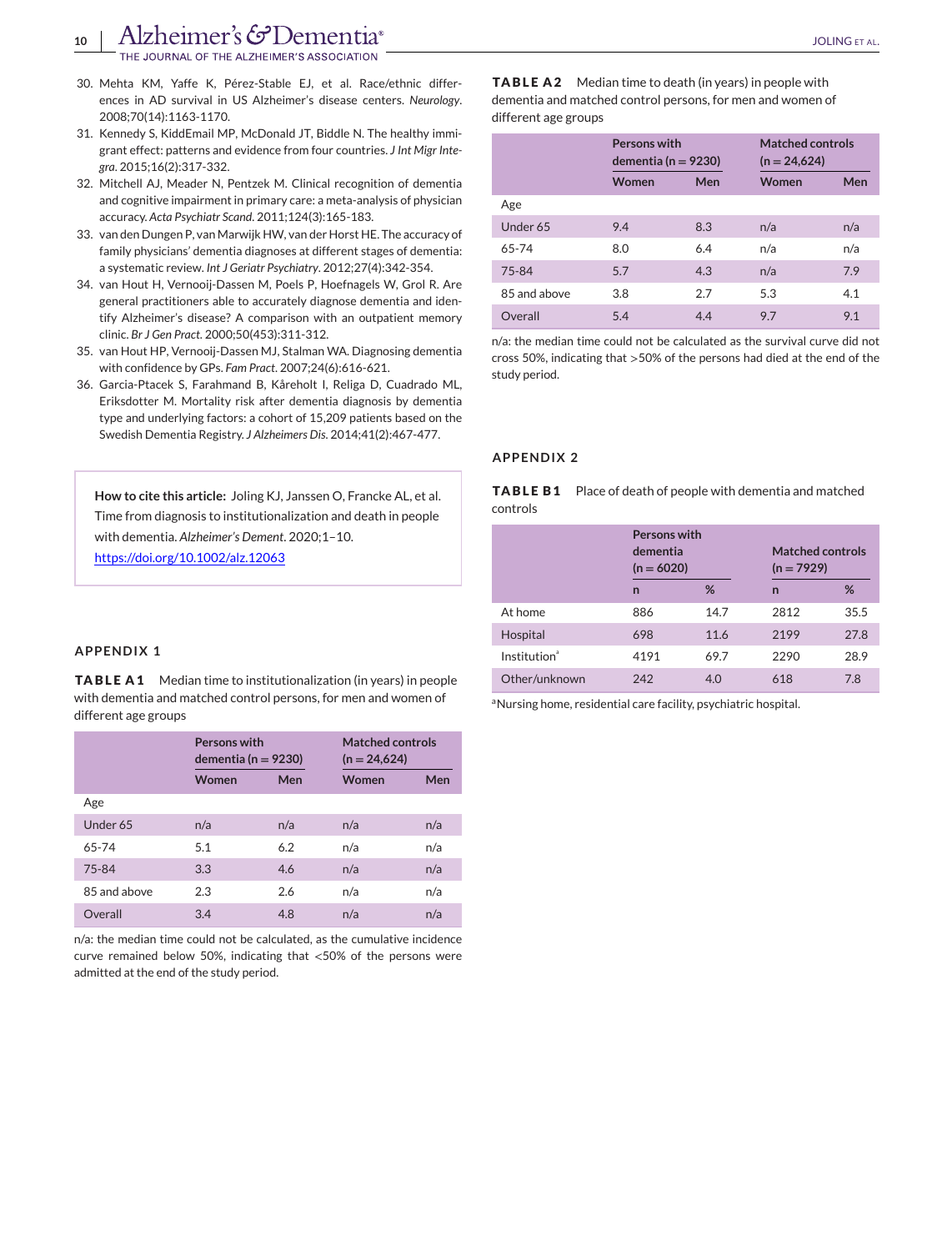30. Mehta KM, Yaffe K, Pérez-Stable EJ, et al. Race/ethnic differences in AD survival in US Alzheimer's disease centers. *Neurology*. 2008;70(14):1163-1170.
31. Kennedy S, KiddEmail MP, McDonald JT, Biddle N. The healthy immigrant effect: patterns and evidence from four countries. *J Int Migr Integra*. 2015;16(2):317-332.
32. Mitchell AJ, Meader N, Pentzek M. Clinical recognition of dementia and cognitive impairment in primary care: a meta-analysis of physician accuracy. *Acta Psychiatr Scand*. 2011;124(3):165-183.
33. van den Dungen P, van Marwijk HW, van der Horst HE. The accuracy of family physicians' dementia diagnoses at different stages of dementia: a systematic review. *Int J Geriatr Psychiatry*. 2012;27(4):342-354.
34. van Hout H, Vernooij-Dassen M, Poels P, Hoefnagels W, Grol R. Are general practitioners able to accurately diagnose dementia and identify Alzheimer's disease? A comparison with an outpatient memory clinic. *Br J Gen Pract*. 2000;50(453):311-312.
35. van Hout HP, Vernooij-Dassen MJ, Stalman WA. Diagnosing dementia with confidence by GPs. *Fam Pract*. 2007;24(6):616-621.
36. Garcia-Ptacek S, Farahmand B, Kåreholt I, Religa D, Cuadrado ML, Eriksdotter M. Mortality risk after dementia diagnosis by dementia type and underlying factors: a cohort of 15,209 patients based on the Swedish Dementia Registry. *J Alzheimers Dis*. 2014;41(2):467-477.

**How to cite this article:** Joling KJ, Janssen O, Francke AL, et al. Time from diagnosis to institutionalization and death in people with dementia. *Alzheimer's Dement*. 2020;1–10. https://doi.org/10.1002/alz.12063

## APPENDIX 1

**TABLE A1** Median time to institutionalization (in years) in people with dementia and matched control persons, for men and women of different age groups

| | Persons with dementia (n = 9230) | | Matched controls (n = 24,624) | |
|---|---|---|---|---|
| | Women | Men | Women | Men |
| Age | | | | |
| Under 65 | n/a | n/a | n/a | n/a |
| 65-74 | 5.1 | 6.2 | n/a | n/a |
| 75-84 | 3.3 | 4.6 | n/a | n/a |
| 85 and above | 2.3 | 2.6 | n/a | n/a |
| Overall | 3.4 | 4.8 | n/a | n/a |

n/a: the median time could not be calculated, as the cumulative incidence curve remained below 50%, indicating that <50% of the persons were admitted at the end of the study period.

**TABLE A2** Median time to death (in years) in people with dementia and matched control persons, for men and women of different age groups

| | Persons with dementia (n = 9230) | | Matched controls (n = 24,624) | |
|---|---|---|---|---|
| | Women | Men | Women | Men |
| Age | | | | |
| Under 65 | 9.4 | 8.3 | n/a | n/a |
| 65-74 | 8.0 | 6.4 | n/a | n/a |
| 75-84 | 5.7 | 4.3 | n/a | 7.9 |
| 85 and above | 3.8 | 2.7 | 5.3 | 4.1 |
| Overall | 5.4 | 4.4 | 9.7 | 9.1 |

n/a: the median time could not be calculated as the survival curve did not cross 50%, indicating that >50% of the persons had died at the end of the study period.

## APPENDIX 2

**TABLE B1** Place of death of people with dementia and matched controls

| | Persons with dementia (n = 6020) | | Matched controls (n = 7929) | |
|---|---|---|---|---|
| | n | % | n | % |
| At home | 886 | 14.7 | 2812 | 35.5 |
| Hospital | 698 | 11.6 | 2199 | 27.8 |
| Institution[a] | 4191 | 69.7 | 2290 | 28.9 |
| Other/unknown | 242 | 4.0 | 618 | 7.8 |

[a]Nursing home, residential care facility, psychiatric hospital.